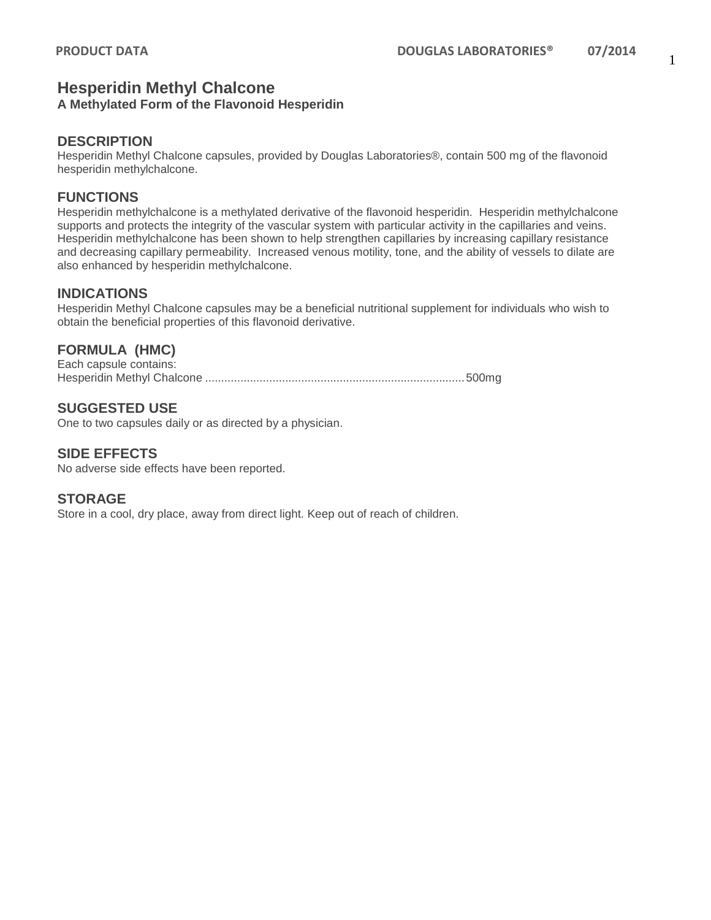# Hesperidin Methyl Chalcone

**A Methylated Form of the Flavonoid Hesperidin**

## DESCRIPTION

Hesperidin Methyl Chalcone capsules, provided by Douglas Laboratories®, contain 500 mg of the flavonoid hesperidin methylchalcone.

## FUNCTIONS

Hesperidin methylchalcone is a methylated derivative of the flavonoid hesperidin. Hesperidin methylchalcone supports and protects the integrity of the vascular system with particular activity in the capillaries and veins. Hesperidin methylchalcone has been shown to help strengthen capillaries by increasing capillary resistance and decreasing capillary permeability. Increased venous motility, tone, and the ability of vessels to dilate are also enhanced by hesperidin methylchalcone.

## INDICATIONS

Hesperidin Methyl Chalcone capsules may be a beneficial nutritional supplement for individuals who wish to obtain the beneficial properties of this flavonoid derivative.

## FORMULA (HMC)

Each capsule contains:
Hesperidin Methyl Chalcone ................................................................................ 500mg

## SUGGESTED USE

One to two capsules daily or as directed by a physician.

## SIDE EFFECTS

No adverse side effects have been reported.

## STORAGE

Store in a cool, dry place, away from direct light. Keep out of reach of children.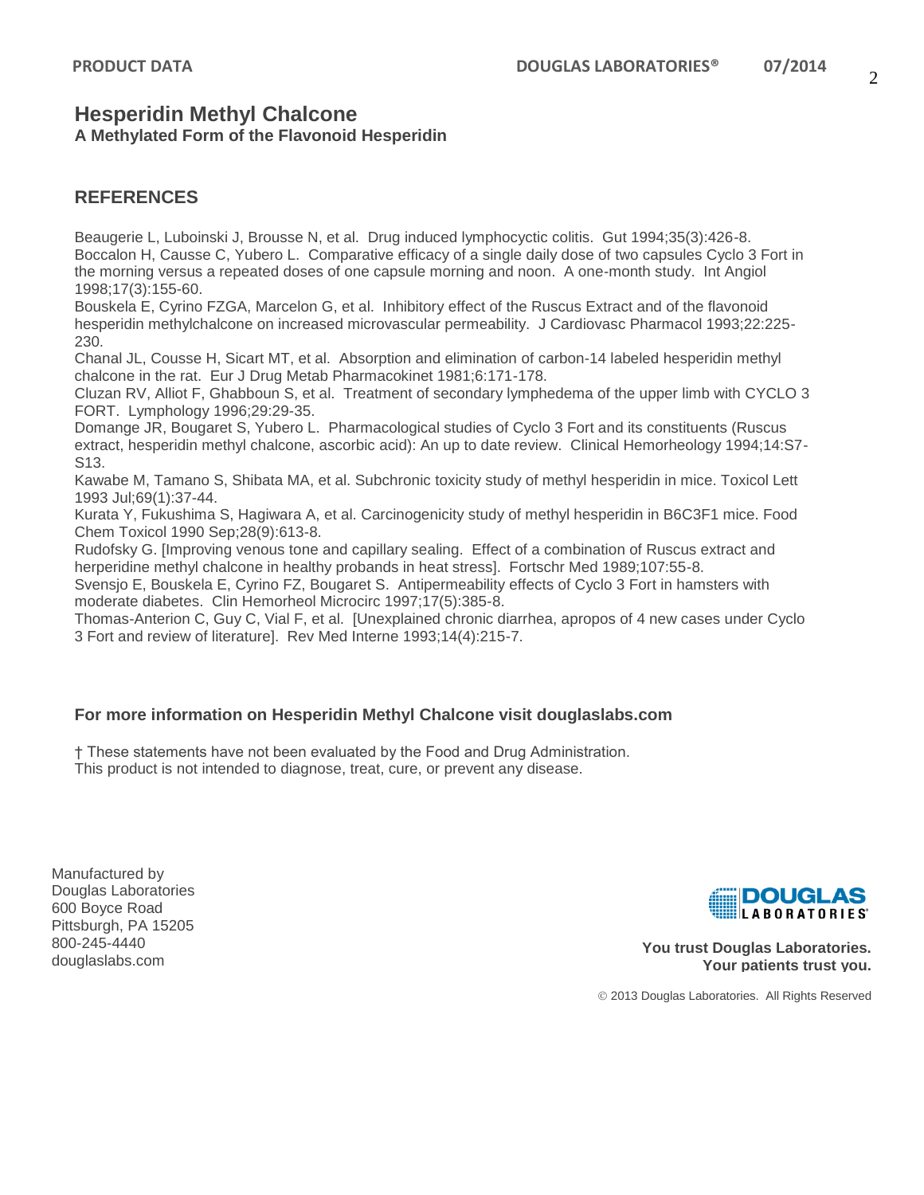# Hesperidin Methyl Chalcone

**A Methylated Form of the Flavonoid Hesperidin**

## REFERENCES

Beaugerie L, Luboinski J, Brousse N, et al. Drug induced lymphocyctic colitis. Gut 1994;35(3):426-8.
Boccalon H, Causse C, Yubero L. Comparative efficacy of a single daily dose of two capsules Cyclo 3 Fort in the morning versus a repeated doses of one capsule morning and noon. A one-month study. Int Angiol 1998;17(3):155-60.
Bouskela E, Cyrino FZGA, Marcelon G, et al. Inhibitory effect of the Ruscus Extract and of the flavonoid hesperidin methylchalcone on increased microvascular permeability. J Cardiovasc Pharmacol 1993;22:225-230.
Chanal JL, Cousse H, Sicart MT, et al. Absorption and elimination of carbon-14 labeled hesperidin methyl chalcone in the rat. Eur J Drug Metab Pharmacokinet 1981;6:171-178.
Cluzan RV, Alliot F, Ghabboun S, et al. Treatment of secondary lymphedema of the upper limb with CYCLO 3 FORT. Lymphology 1996;29:29-35.
Domange JR, Bougaret S, Yubero L. Pharmacological studies of Cyclo 3 Fort and its constituents (Ruscus extract, hesperidin methyl chalcone, ascorbic acid): An up to date review. Clinical Hemorheology 1994;14:S7-S13.
Kawabe M, Tamano S, Shibata MA, et al. Subchronic toxicity study of methyl hesperidin in mice. Toxicol Lett 1993 Jul;69(1):37-44.
Kurata Y, Fukushima S, Hagiwara A, et al. Carcinogenicity study of methyl hesperidin in B6C3F1 mice. Food Chem Toxicol 1990 Sep;28(9):613-8.
Rudofsky G. [Improving venous tone and capillary sealing. Effect of a combination of Ruscus extract and herperidine methyl chalcone in healthy probands in heat stress]. Fortschr Med 1989;107:55-8.
Svensjo E, Bouskela E, Cyrino FZ, Bougaret S. Antipermeability effects of Cyclo 3 Fort in hamsters with moderate diabetes. Clin Hemorheol Microcirc 1997;17(5):385-8.
Thomas-Anterion C, Guy C, Vial F, et al. [Unexplained chronic diarrhea, apropos of 4 new cases under Cyclo 3 Fort and review of literature]. Rev Med Interne 1993;14(4):215-7.

**For more information on Hesperidin Methyl Chalcone visit douglaslabs.com**

† These statements have not been evaluated by the Food and Drug Administration.
This product is not intended to diagnose, treat, cure, or prevent any disease.

Manufactured by
Douglas Laboratories
600 Boyce Road
Pittsburgh, PA 15205
800-245-4440
douglaslabs.com

DOUGLAS LABORATORIES®

**You trust Douglas Laboratories.**
**Your patients trust you.**

© 2013 Douglas Laboratories. All Rights Reserved